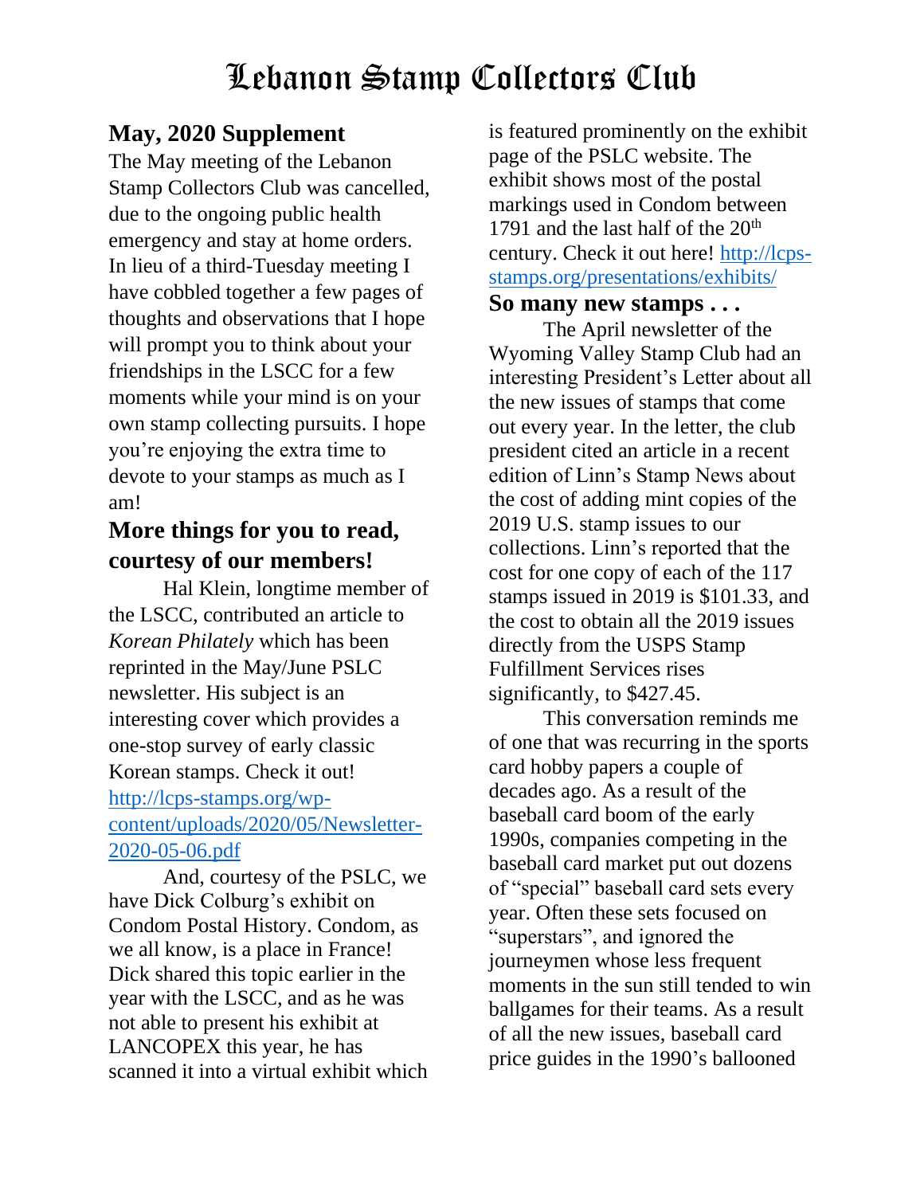# Lebanon Stamp Collectors Club

## May, 2020 Supplement

The May meeting of the Lebanon Stamp Collectors Club was cancelled, due to the ongoing public health emergency and stay at home orders. In lieu of a third-Tuesday meeting I have cobbled together a few pages of thoughts and observations that I hope will prompt you to think about your friendships in the LSCC for a few moments while your mind is on your own stamp collecting pursuits. I hope you're enjoying the extra time to devote to your stamps as much as I am!

## More things for you to read, courtesy of our members!

Hal Klein, longtime member of the LSCC, contributed an article to *Korean Philately* which has been reprinted in the May/June PSLC newsletter. His subject is an interesting cover which provides a one-stop survey of early classic Korean stamps. Check it out! [http://lcps-stamps.org/wp-content/uploads/2020/05/Newsletter-2020-05-06.pdf](http://lcps-stamps.org/wp-content/uploads/2020/05/Newsletter-2020-05-06.pdf)

And, courtesy of the PSLC, we have Dick Colburg's exhibit on Condom Postal History. Condom, as we all know, is a place in France! Dick shared this topic earlier in the year with the LSCC, and as he was not able to present his exhibit at LANCOPEX this year, he has scanned it into a virtual exhibit which is featured prominently on the exhibit page of the PSLC website. The exhibit shows most of the postal markings used in Condom between 1791 and the last half of the 20th century. Check it out here! [http://lcps-stamps.org/presentations/exhibits/](http://lcps-stamps.org/presentations/exhibits/)

## So many new stamps . . .

The April newsletter of the Wyoming Valley Stamp Club had an interesting President's Letter about all the new issues of stamps that come out every year. In the letter, the club president cited an article in a recent edition of Linn's Stamp News about the cost of adding mint copies of the 2019 U.S. stamp issues to our collections. Linn's reported that the cost for one copy of each of the 117 stamps issued in 2019 is $101.33, and the cost to obtain all the 2019 issues directly from the USPS Stamp Fulfillment Services rises significantly, to $427.45.

This conversation reminds me of one that was recurring in the sports card hobby papers a couple of decades ago. As a result of the baseball card boom of the early 1990s, companies competing in the baseball card market put out dozens of "special" baseball card sets every year. Often these sets focused on "superstars", and ignored the journeymen whose less frequent moments in the sun still tended to win ballgames for their teams. As a result of all the new issues, baseball card price guides in the 1990's ballooned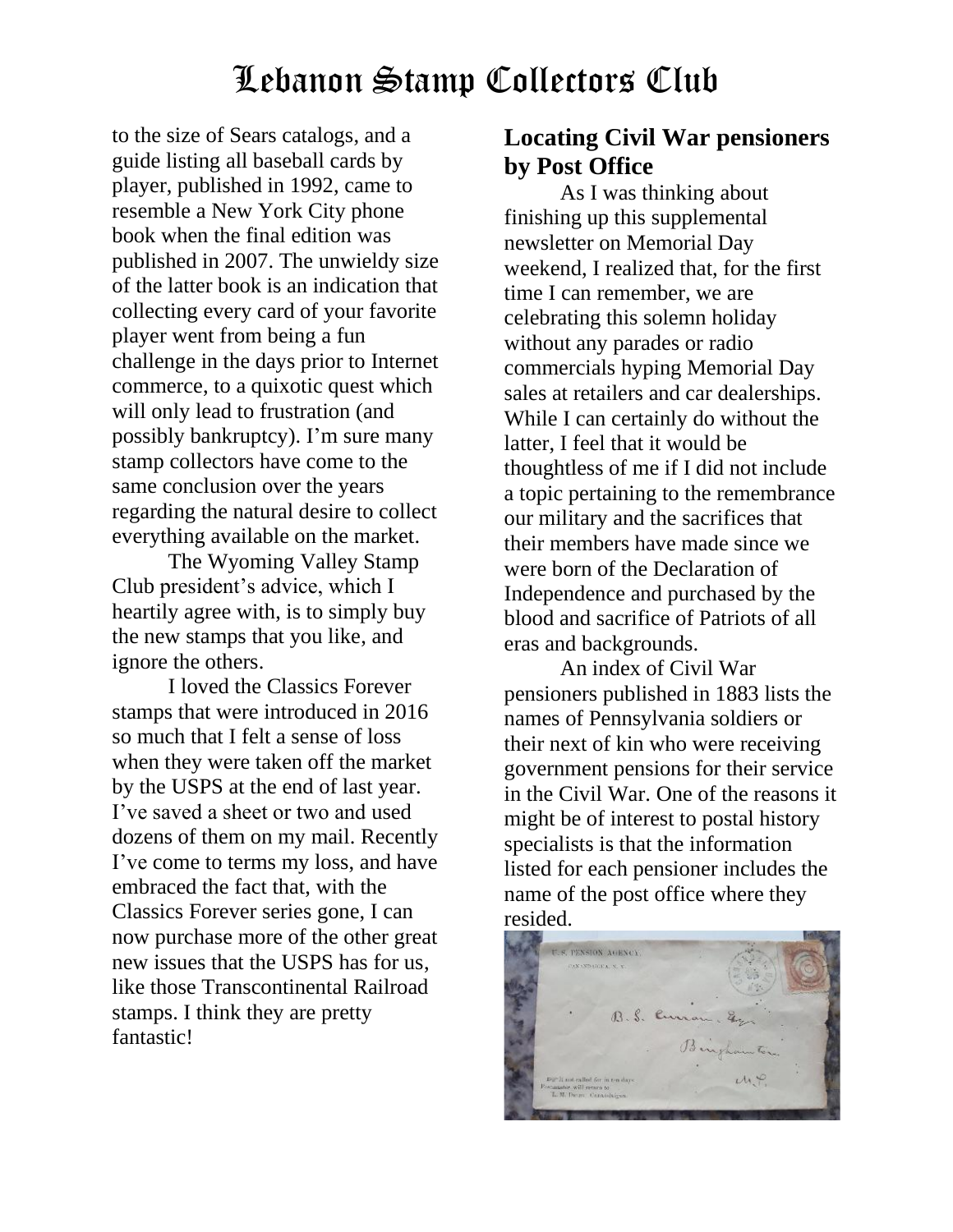to the size of Sears catalogs, and a guide listing all baseball cards by player, published in 1992, came to resemble a New York City phone book when the final edition was published in 2007. The unwieldy size of the latter book is an indication that collecting every card of your favorite player went from being a fun challenge in the days prior to Internet commerce, to a quixotic quest which will only lead to frustration (and possibly bankruptcy). I'm sure many stamp collectors have come to the same conclusion over the years regarding the natural desire to collect everything available on the market.

The Wyoming Valley Stamp Club president's advice, which I heartily agree with, is to simply buy the new stamps that you like, and ignore the others.

I loved the Classics Forever stamps that were introduced in 2016 so much that I felt a sense of loss when they were taken off the market by the USPS at the end of last year. I've saved a sheet or two and used dozens of them on my mail. Recently I've come to terms my loss, and have embraced the fact that, with the Classics Forever series gone, I can now purchase more of the other great new issues that the USPS has for us, like those Transcontinental Railroad stamps. I think they are pretty fantastic!

## Locating Civil War pensioners by Post Office

As I was thinking about finishing up this supplemental newsletter on Memorial Day weekend, I realized that, for the first time I can remember, we are celebrating this solemn holiday without any parades or radio commercials hyping Memorial Day sales at retailers and car dealerships. While I can certainly do without the latter, I feel that it would be thoughtless of me if I did not include a topic pertaining to the remembrance our military and the sacrifices that their members have made since we were born of the Declaration of Independence and purchased by the blood and sacrifice of Patriots of all eras and backgrounds.

An index of Civil War pensioners published in 1883 lists the names of Pennsylvania soldiers or their next of kin who were receiving government pensions for their service in the Civil War. One of the reasons it might be of interest to postal history specialists is that the information listed for each pensioner includes the name of the post office where they resided.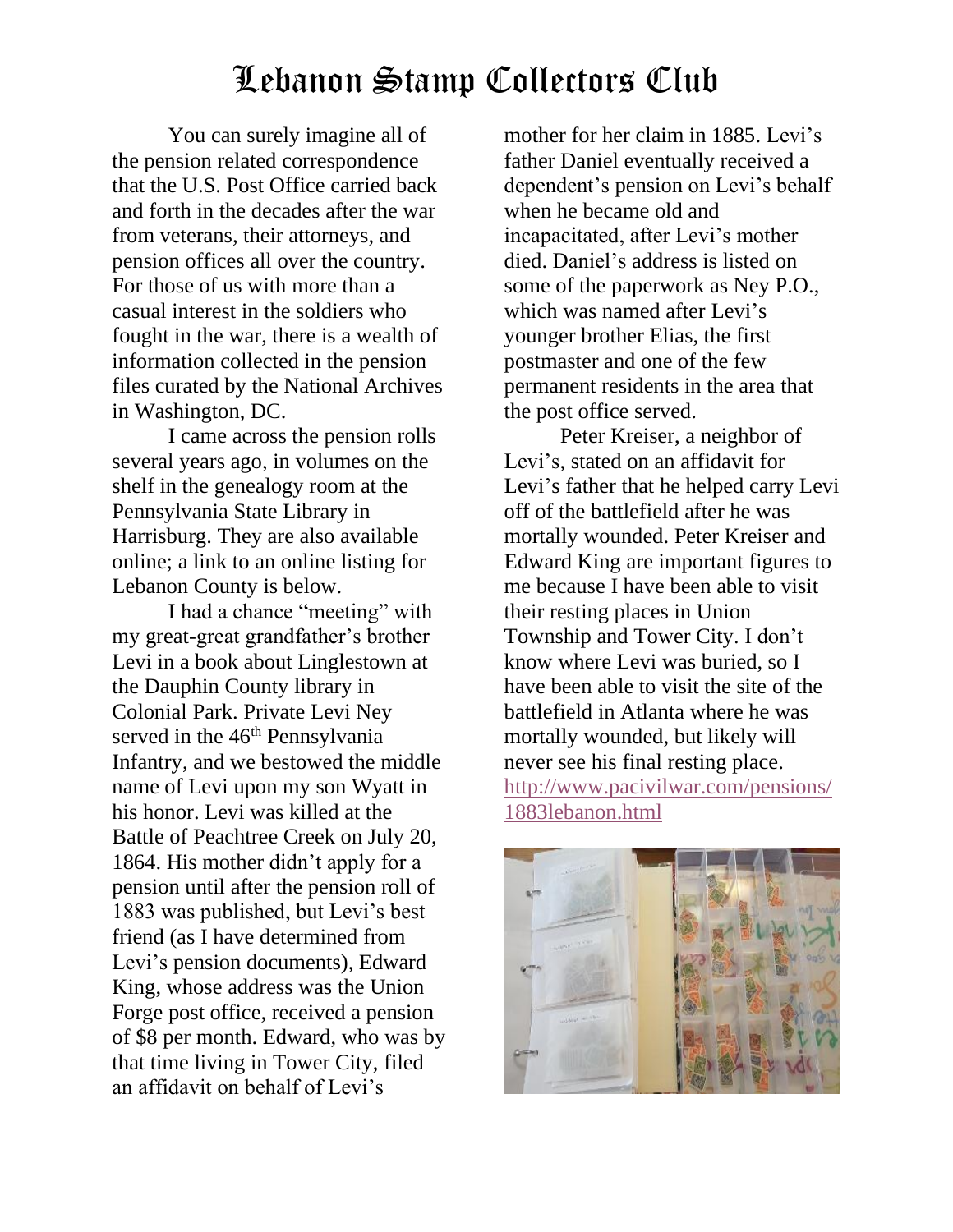# Lebanon Stamp Collectors Club

You can surely imagine all of the pension related correspondence that the U.S. Post Office carried back and forth in the decades after the war from veterans, their attorneys, and pension offices all over the country. For those of us with more than a casual interest in the soldiers who fought in the war, there is a wealth of information collected in the pension files curated by the National Archives in Washington, DC.

I came across the pension rolls several years ago, in volumes on the shelf in the genealogy room at the Pennsylvania State Library in Harrisburg. They are also available online; a link to an online listing for Lebanon County is below.

I had a chance "meeting" with my great-great grandfather's brother Levi in a book about Linglestown at the Dauphin County library in Colonial Park. Private Levi Ney served in the 46th Pennsylvania Infantry, and we bestowed the middle name of Levi upon my son Wyatt in his honor. Levi was killed at the Battle of Peachtree Creek on July 20, 1864. His mother didn't apply for a pension until after the pension roll of 1883 was published, but Levi's best friend (as I have determined from Levi's pension documents), Edward King, whose address was the Union Forge post office, received a pension of $8 per month. Edward, who was by that time living in Tower City, filed an affidavit on behalf of Levi's mother for her claim in 1885. Levi's father Daniel eventually received a dependent's pension on Levi's behalf when he became old and incapacitated, after Levi's mother died. Daniel's address is listed on some of the paperwork as Ney P.O., which was named after Levi's younger brother Elias, the first postmaster and one of the few permanent residents in the area that the post office served.

Peter Kreiser, a neighbor of Levi's, stated on an affidavit for Levi's father that he helped carry Levi off of the battlefield after he was mortally wounded. Peter Kreiser and Edward King are important figures to me because I have been able to visit their resting places in Union Township and Tower City. I don't know where Levi was buried, so I have been able to visit the site of the battlefield in Atlanta where he was mortally wounded, but likely will never see his final resting place.

http://www.pacivilwar.com/pensions/1883lebanon.html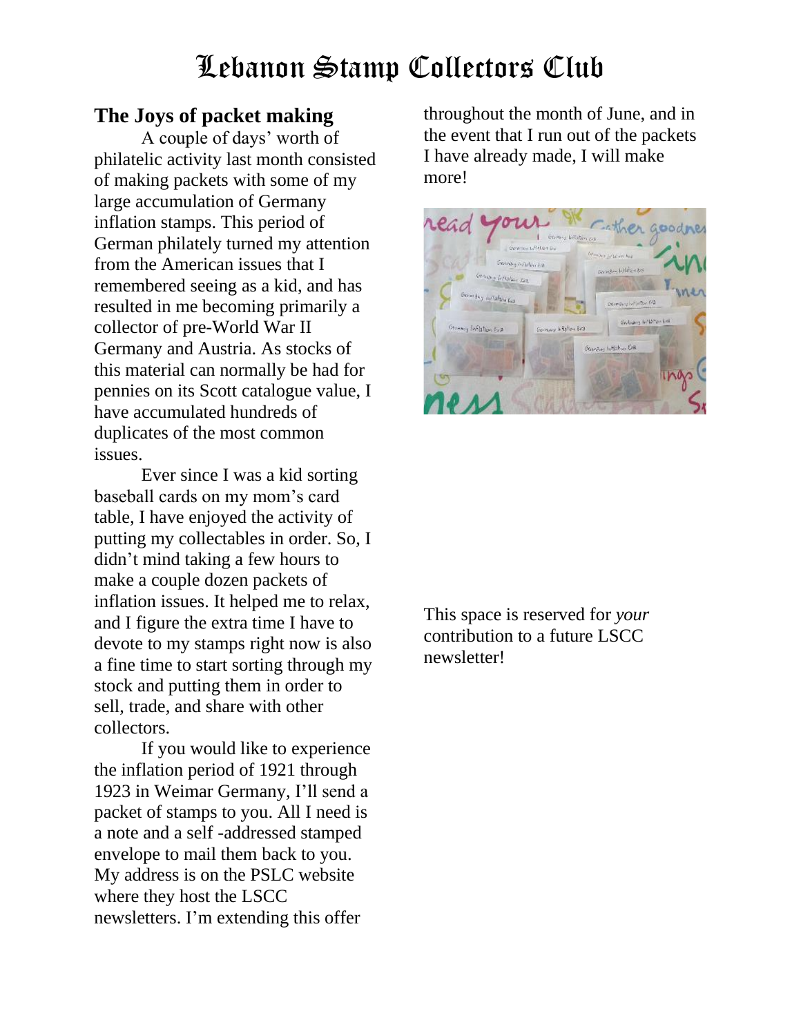# Lebanon Stamp Collectors Club

## The Joys of packet making

A couple of days' worth of philatelic activity last month consisted of making packets with some of my large accumulation of Germany inflation stamps. This period of German philately turned my attention from the American issues that I remembered seeing as a kid, and has resulted in me becoming primarily a collector of pre-World War II Germany and Austria. As stocks of this material can normally be had for pennies on its Scott catalogue value, I have accumulated hundreds of duplicates of the most common issues.

Ever since I was a kid sorting baseball cards on my mom's card table, I have enjoyed the activity of putting my collectables in order. So, I didn't mind taking a few hours to make a couple dozen packets of inflation issues. It helped me to relax, and I figure the extra time I have to devote to my stamps right now is also a fine time to start sorting through my stock and putting them in order to sell, trade, and share with other collectors.

If you would like to experience the inflation period of 1921 through 1923 in Weimar Germany, I'll send a packet of stamps to you. All I need is a note and a self -addressed stamped envelope to mail them back to you. My address is on the PSLC website where they host the LSCC newsletters. I'm extending this offer throughout the month of June, and in the event that I run out of the packets I have already made, I will make more!

This space is reserved for *your* contribution to a future LSCC newsletter!